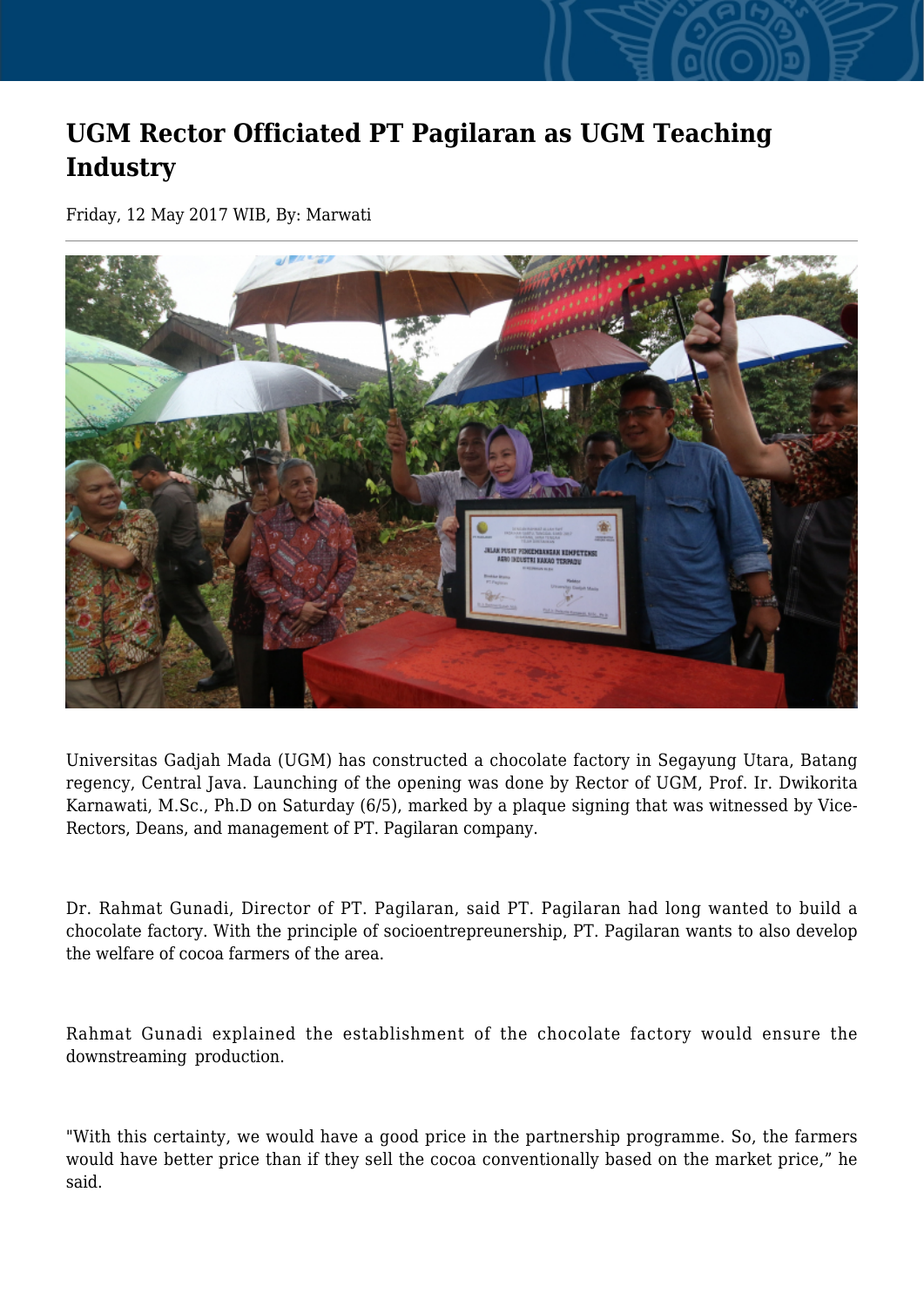# UGM Rector Officiated PT Pagilaran as UGM Teaching Industry

Friday, 12 May 2017 WIB, By: Marwati

Universitas Gadjah Mada (UGM) has constructed a chocolate factory in Segayung Utara, Batang regency, Central Java. Launching of the opening was done by Rector of UGM, Prof. Ir. Dwikorita Karnawati, M.Sc., Ph.D on Saturday (6/5), marked by a plaque signing that was witnessed by Vice-Rectors, Deans, and management of PT. Pagilaran company.

Dr. Rahmat Gunadi, Director of PT. Pagilaran, said PT. Pagilaran had long wanted to build a chocolate factory. With the principle of socioentrepreunership, PT. Pagilaran wants to also develop the welfare of cocoa farmers of the area.

Rahmat Gunadi explained the establishment of the chocolate factory would ensure the downstreaming production.

"With this certainty, we would have a good price in the partnership programme. So, the farmers would have better price than if they sell the cocoa conventionally based on the market price," he said.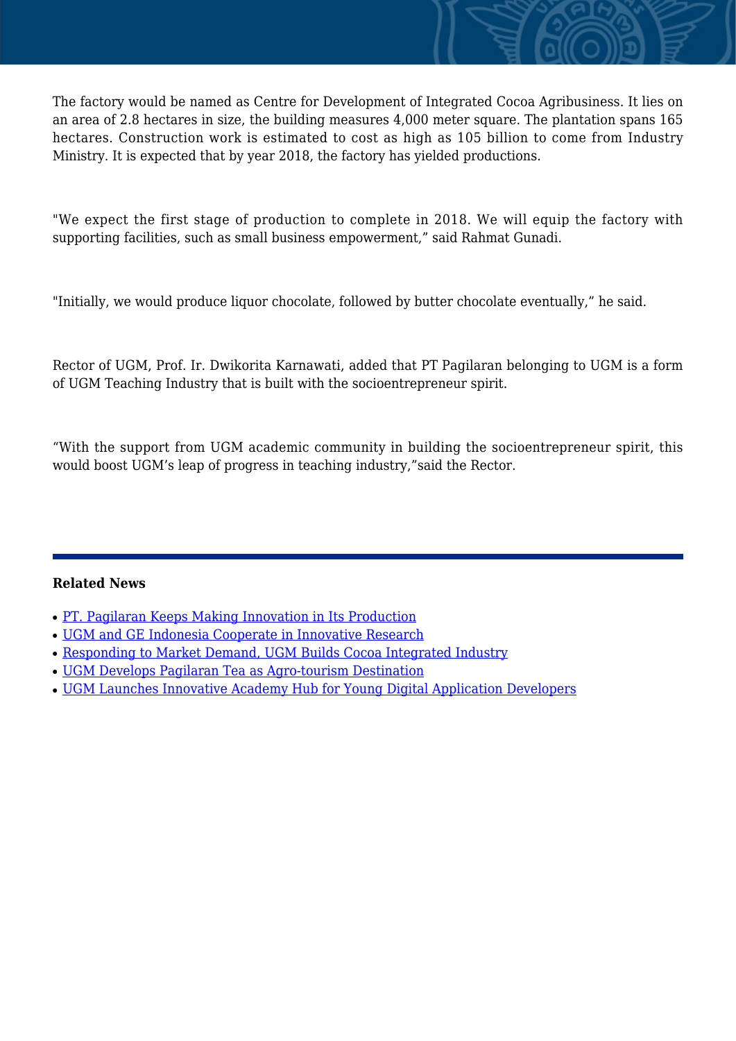The factory would be named as Centre for Development of Integrated Cocoa Agribusiness. It lies on an area of 2.8 hectares in size, the building measures 4,000 meter square. The plantation spans 165 hectares. Construction work is estimated to cost as high as 105 billion to come from Industry Ministry. It is expected that by year 2018, the factory has yielded productions.

"We expect the first stage of production to complete in 2018. We will equip the factory with supporting facilities, such as small business empowerment," said Rahmat Gunadi.

"Initially, we would produce liquor chocolate, followed by butter chocolate eventually," he said.

Rector of UGM, Prof. Ir. Dwikorita Karnawati, added that PT Pagilaran belonging to UGM is a form of UGM Teaching Industry that is built with the socioentrepreneur spirit.

"With the support from UGM academic community in building the socioentrepreneur spirit, this would boost UGM's leap of progress in teaching industry,"said the Rector.

**Related News**

- PT. Pagilaran Keeps Making Innovation in Its Production
- UGM and GE Indonesia Cooperate in Innovative Research
- Responding to Market Demand, UGM Builds Cocoa Integrated Industry
- UGM Develops Pagilaran Tea as Agro-tourism Destination
- UGM Launches Innovative Academy Hub for Young Digital Application Developers